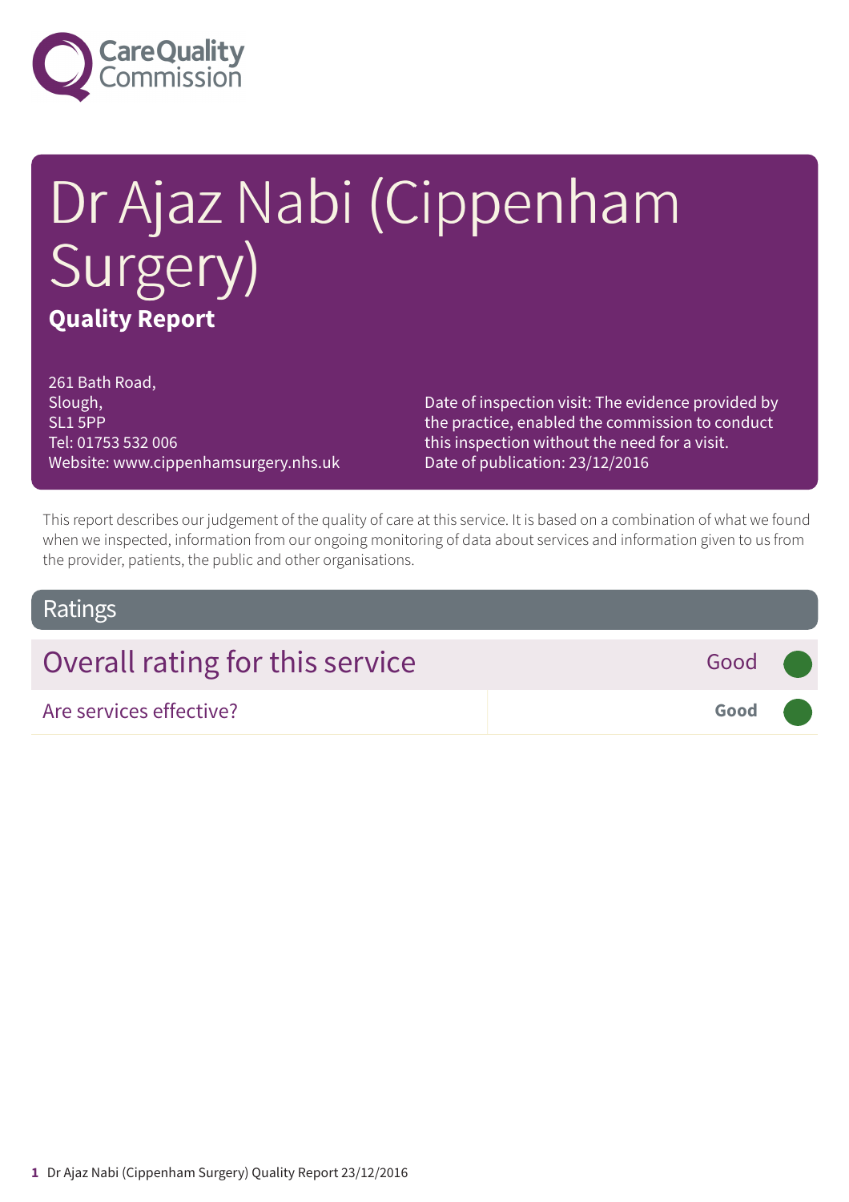Care Quality Commission

# Dr Ajaz Nabi (Cippenham Surgery)

**Quality Report**

261 Bath Road,
Slough,
SL1 5PP
Tel: 01753 532 006
Website: www.cippenhamsurgery.nhs.uk

Date of inspection visit: The evidence provided by the practice, enabled the commission to conduct this inspection without the need for a visit.
Date of publication: 23/12/2016

This report describes our judgement of the quality of care at this service. It is based on a combination of what we found when we inspected, information from our ongoing monitoring of data about services and information given to us from the provider, patients, the public and other organisations.

## Ratings

| Overall rating for this service | Good |
|---|---|
| Are services effective? | **Good** |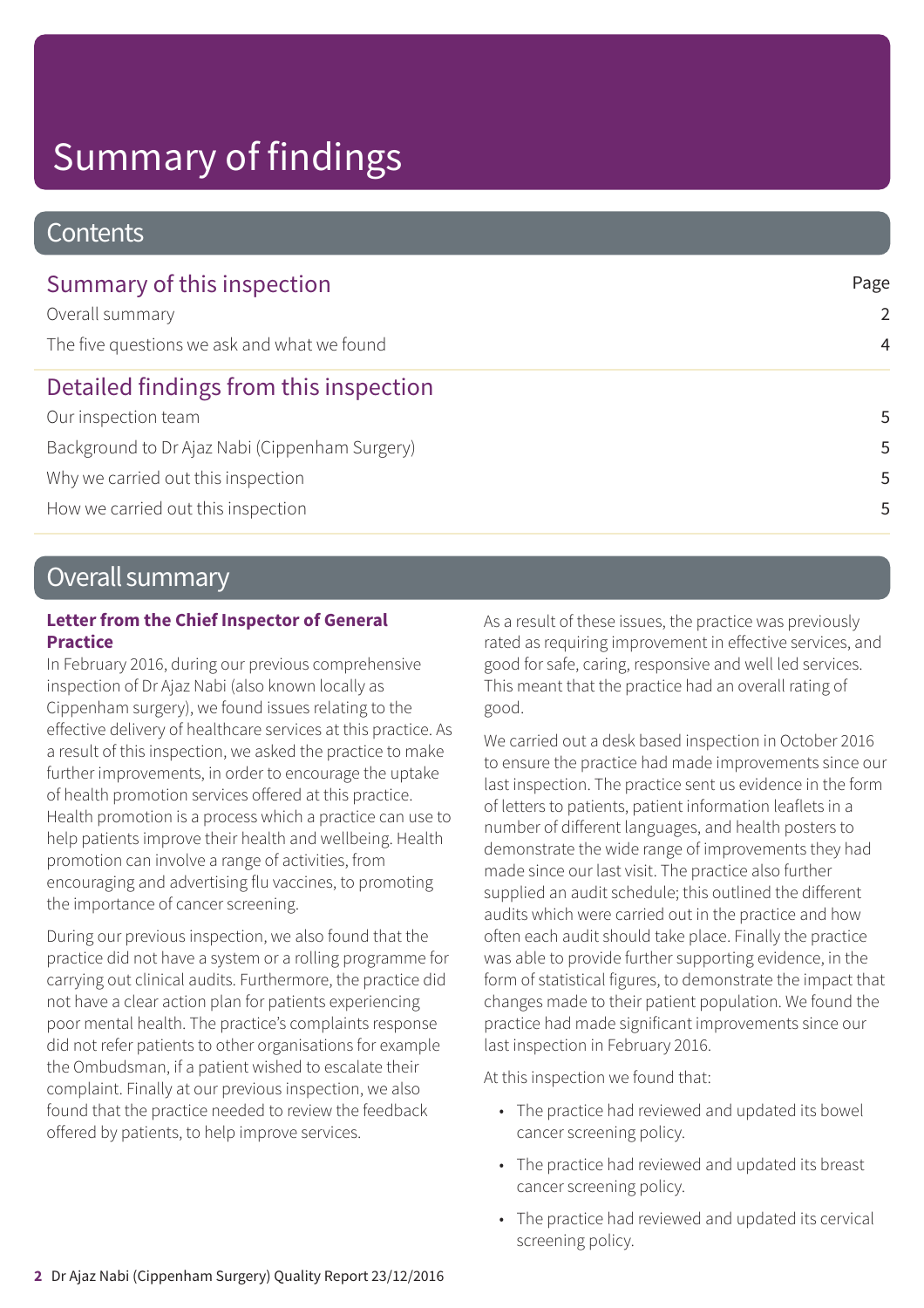# Summary of findings

## Contents

| Summary of this inspection | Page |
|---|---|
| Overall summary | 2 |
| The five questions we ask and what we found | 4 |
| **Detailed findings from this inspection** | |
| Our inspection team | 5 |
| Background to Dr Ajaz Nabi (Cippenham Surgery) | 5 |
| Why we carried out this inspection | 5 |
| How we carried out this inspection | 5 |

## Overall summary

**Letter from the Chief Inspector of General Practice**

In February 2016, during our previous comprehensive inspection of Dr Ajaz Nabi (also known locally as Cippenham surgery), we found issues relating to the effective delivery of healthcare services at this practice. As a result of this inspection, we asked the practice to make further improvements, in order to encourage the uptake of health promotion services offered at this practice. Health promotion is a process which a practice can use to help patients improve their health and wellbeing. Health promotion can involve a range of activities, from encouraging and advertising flu vaccines, to promoting the importance of cancer screening.

During our previous inspection, we also found that the practice did not have a system or a rolling programme for carrying out clinical audits. Furthermore, the practice did not have a clear action plan for patients experiencing poor mental health. The practice's complaints response did not refer patients to other organisations for example the Ombudsman, if a patient wished to escalate their complaint. Finally at our previous inspection, we also found that the practice needed to review the feedback offered by patients, to help improve services.

As a result of these issues, the practice was previously rated as requiring improvement in effective services, and good for safe, caring, responsive and well led services. This meant that the practice had an overall rating of good.

We carried out a desk based inspection in October 2016 to ensure the practice had made improvements since our last inspection. The practice sent us evidence in the form of letters to patients, patient information leaflets in a number of different languages, and health posters to demonstrate the wide range of improvements they had made since our last visit. The practice also further supplied an audit schedule; this outlined the different audits which were carried out in the practice and how often each audit should take place. Finally the practice was able to provide further supporting evidence, in the form of statistical figures, to demonstrate the impact that changes made to their patient population. We found the practice had made significant improvements since our last inspection in February 2016.

At this inspection we found that:

- The practice had reviewed and updated its bowel cancer screening policy.
- The practice had reviewed and updated its breast cancer screening policy.
- The practice had reviewed and updated its cervical screening policy.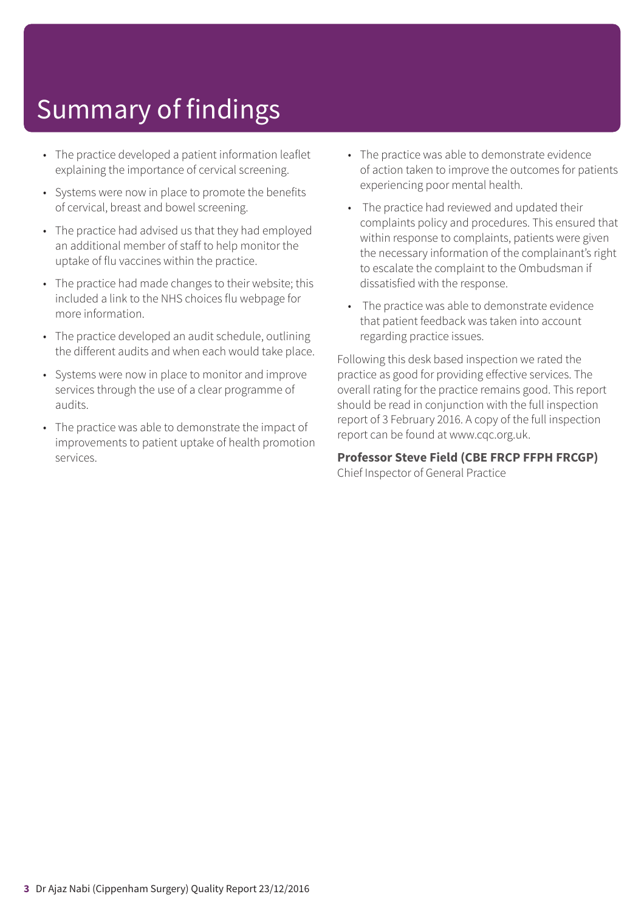# Summary of findings

- The practice developed a patient information leaflet explaining the importance of cervical screening.
- Systems were now in place to promote the benefits of cervical, breast and bowel screening.
- The practice had advised us that they had employed an additional member of staff to help monitor the uptake of flu vaccines within the practice.
- The practice had made changes to their website; this included a link to the NHS choices flu webpage for more information.
- The practice developed an audit schedule, outlining the different audits and when each would take place.
- Systems were now in place to monitor and improve services through the use of a clear programme of audits.
- The practice was able to demonstrate the impact of improvements to patient uptake of health promotion services.
- The practice was able to demonstrate evidence of action taken to improve the outcomes for patients experiencing poor mental health.
- The practice had reviewed and updated their complaints policy and procedures. This ensured that within response to complaints, patients were given the necessary information of the complainant's right to escalate the complaint to the Ombudsman if dissatisfied with the response.
- The practice was able to demonstrate evidence that patient feedback was taken into account regarding practice issues.

Following this desk based inspection we rated the practice as good for providing effective services. The overall rating for the practice remains good. This report should be read in conjunction with the full inspection report of 3 February 2016. A copy of the full inspection report can be found at www.cqc.org.uk.

**Professor Steve Field (CBE FRCP FFPH FRCGP)**
Chief Inspector of General Practice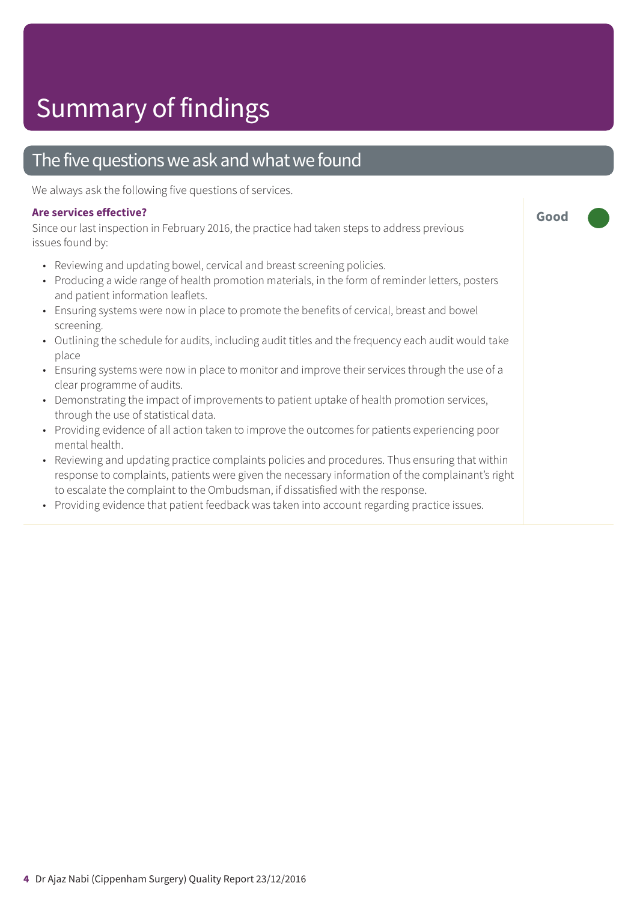# Summary of findings

## The five questions we ask and what we found

We always ask the following five questions of services.

**Are services effective?**

**Good**

Since our last inspection in February 2016, the practice had taken steps to address previous issues found by:

- Reviewing and updating bowel, cervical and breast screening policies.
- Producing a wide range of health promotion materials, in the form of reminder letters, posters and patient information leaflets.
- Ensuring systems were now in place to promote the benefits of cervical, breast and bowel screening.
- Outlining the schedule for audits, including audit titles and the frequency each audit would take place
- Ensuring systems were now in place to monitor and improve their services through the use of a clear programme of audits.
- Demonstrating the impact of improvements to patient uptake of health promotion services, through the use of statistical data.
- Providing evidence of all action taken to improve the outcomes for patients experiencing poor mental health.
- Reviewing and updating practice complaints policies and procedures. Thus ensuring that within response to complaints, patients were given the necessary information of the complainant's right to escalate the complaint to the Ombudsman, if dissatisfied with the response.
- Providing evidence that patient feedback was taken into account regarding practice issues.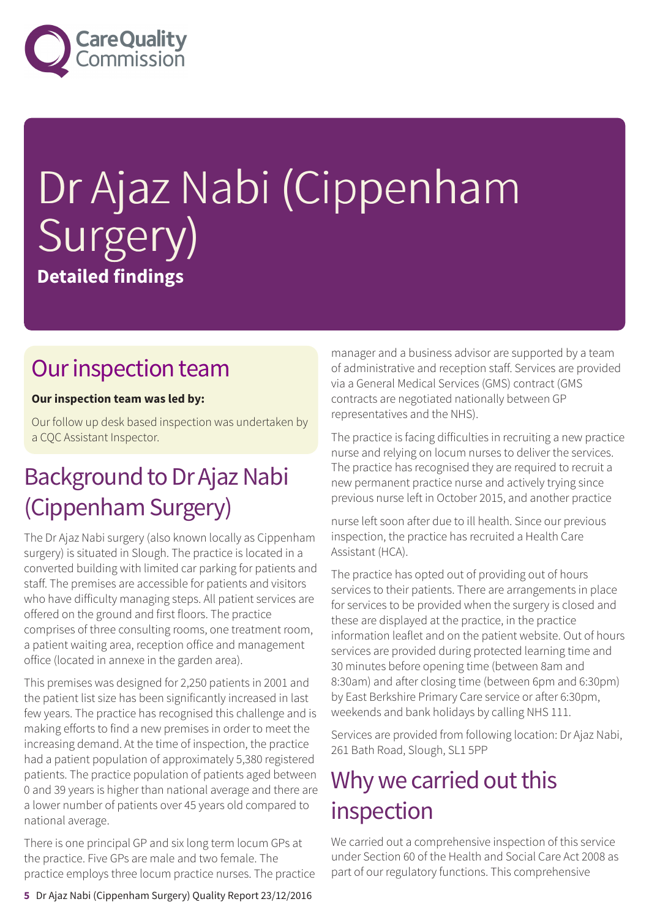# Dr Ajaz Nabi (Cippenham Surgery)

**Detailed findings**

## Our inspection team

**Our inspection team was led by:**

Our follow up desk based inspection was undertaken by a CQC Assistant Inspector.

## Background to Dr Ajaz Nabi (Cippenham Surgery)

The Dr Ajaz Nabi surgery (also known locally as Cippenham surgery) is situated in Slough. The practice is located in a converted building with limited car parking for patients and staff. The premises are accessible for patients and visitors who have difficulty managing steps. All patient services are offered on the ground and first floors. The practice comprises of three consulting rooms, one treatment room, a patient waiting area, reception office and management office (located in annexe in the garden area).

This premises was designed for 2,250 patients in 2001 and the patient list size has been significantly increased in last few years. The practice has recognised this challenge and is making efforts to find a new premises in order to meet the increasing demand. At the time of inspection, the practice had a patient population of approximately 5,380 registered patients. The practice population of patients aged between 0 and 39 years is higher than national average and there are a lower number of patients over 45 years old compared to national average.

There is one principal GP and six long term locum GPs at the practice. Five GPs are male and two female. The practice employs three locum practice nurses. The practice manager and a business advisor are supported by a team of administrative and reception staff. Services are provided via a General Medical Services (GMS) contract (GMS contracts are negotiated nationally between GP representatives and the NHS).

The practice is facing difficulties in recruiting a new practice nurse and relying on locum nurses to deliver the services. The practice has recognised they are required to recruit a new permanent practice nurse and actively trying since previous nurse left in October 2015, and another practice nurse left soon after due to ill health. Since our previous inspection, the practice has recruited a Health Care Assistant (HCA).

The practice has opted out of providing out of hours services to their patients. There are arrangements in place for services to be provided when the surgery is closed and these are displayed at the practice, in the practice information leaflet and on the patient website. Out of hours services are provided during protected learning time and 30 minutes before opening time (between 8am and 8:30am) and after closing time (between 6pm and 6:30pm) by East Berkshire Primary Care service or after 6:30pm, weekends and bank holidays by calling NHS 111.

Services are provided from following location: Dr Ajaz Nabi, 261 Bath Road, Slough, SL1 5PP

## Why we carried out this inspection

We carried out a comprehensive inspection of this service under Section 60 of the Health and Social Care Act 2008 as part of our regulatory functions. This comprehensive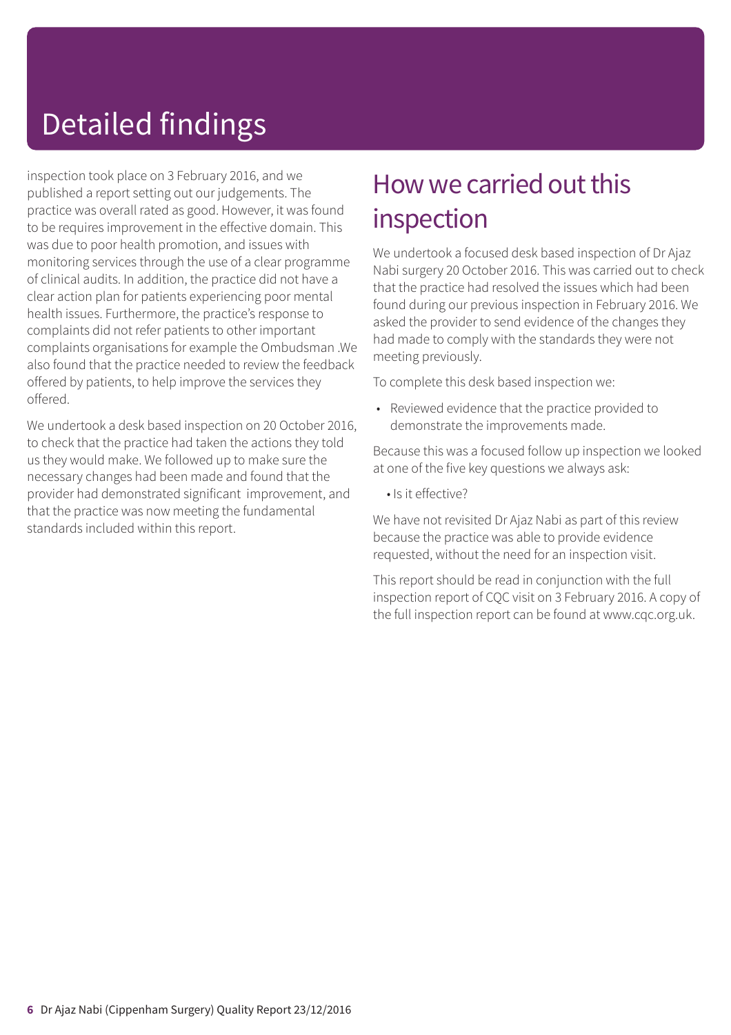# Detailed findings

inspection took place on 3 February 2016, and we published a report setting out our judgements. The practice was overall rated as good. However, it was found to be requires improvement in the effective domain. This was due to poor health promotion, and issues with monitoring services through the use of a clear programme of clinical audits. In addition, the practice did not have a clear action plan for patients experiencing poor mental health issues. Furthermore, the practice's response to complaints did not refer patients to other important complaints organisations for example the Ombudsman .We also found that the practice needed to review the feedback offered by patients, to help improve the services they offered.

We undertook a desk based inspection on 20 October 2016, to check that the practice had taken the actions they told us they would make. We followed up to make sure the necessary changes had been made and found that the provider had demonstrated significant improvement, and that the practice was now meeting the fundamental standards included within this report.

## How we carried out this inspection

We undertook a focused desk based inspection of Dr Ajaz Nabi surgery 20 October 2016. This was carried out to check that the practice had resolved the issues which had been found during our previous inspection in February 2016. We asked the provider to send evidence of the changes they had made to comply with the standards they were not meeting previously.

To complete this desk based inspection we:

- Reviewed evidence that the practice provided to demonstrate the improvements made.

Because this was a focused follow up inspection we looked at one of the five key questions we always ask:

- Is it effective?

We have not revisited Dr Ajaz Nabi as part of this review because the practice was able to provide evidence requested, without the need for an inspection visit.

This report should be read in conjunction with the full inspection report of CQC visit on 3 February 2016. A copy of the full inspection report can be found at www.cqc.org.uk.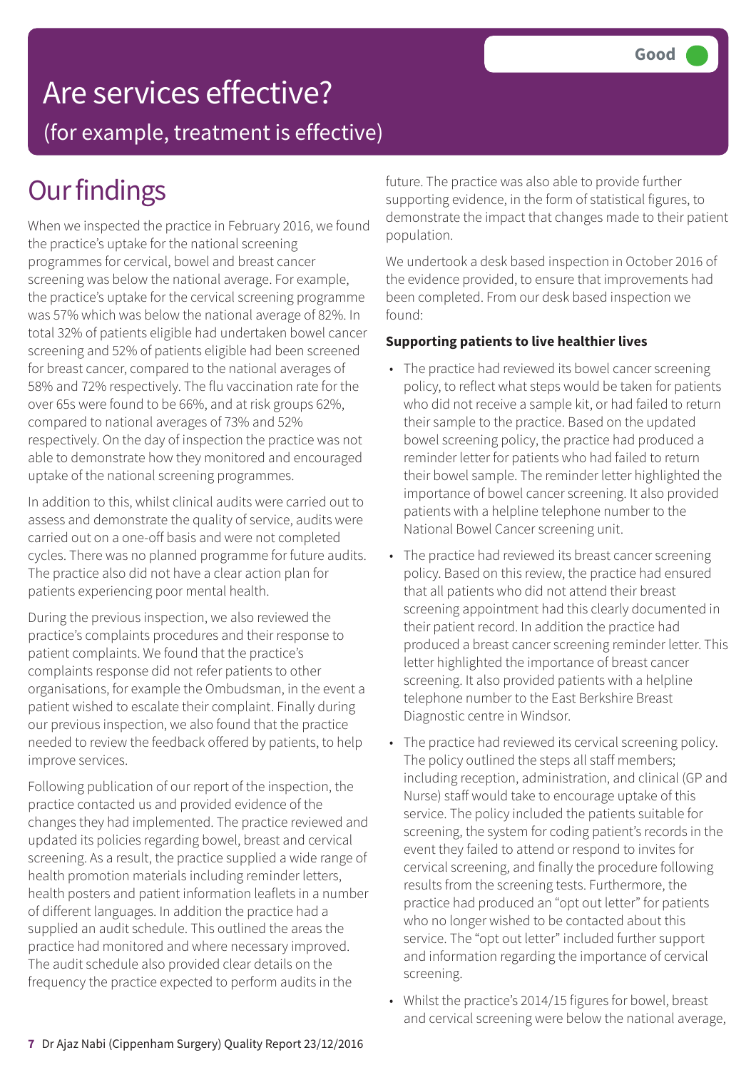# Are services effective?

## (for example, treatment is effective)

**Good**

# Our findings

When we inspected the practice in February 2016, we found the practice's uptake for the national screening programmes for cervical, bowel and breast cancer screening was below the national average. For example, the practice's uptake for the cervical screening programme was 57% which was below the national average of 82%. In total 32% of patients eligible had undertaken bowel cancer screening and 52% of patients eligible had been screened for breast cancer, compared to the national averages of 58% and 72% respectively. The flu vaccination rate for the over 65s were found to be 66%, and at risk groups 62%, compared to national averages of 73% and 52% respectively. On the day of inspection the practice was not able to demonstrate how they monitored and encouraged uptake of the national screening programmes.

In addition to this, whilst clinical audits were carried out to assess and demonstrate the quality of service, audits were carried out on a one-off basis and were not completed cycles. There was no planned programme for future audits. The practice also did not have a clear action plan for patients experiencing poor mental health.

During the previous inspection, we also reviewed the practice's complaints procedures and their response to patient complaints. We found that the practice's complaints response did not refer patients to other organisations, for example the Ombudsman, in the event a patient wished to escalate their complaint. Finally during our previous inspection, we also found that the practice needed to review the feedback offered by patients, to help improve services.

Following publication of our report of the inspection, the practice contacted us and provided evidence of the changes they had implemented. The practice reviewed and updated its policies regarding bowel, breast and cervical screening. As a result, the practice supplied a wide range of health promotion materials including reminder letters, health posters and patient information leaflets in a number of different languages. In addition the practice had a supplied an audit schedule. This outlined the areas the practice had monitored and where necessary improved. The audit schedule also provided clear details on the frequency the practice expected to perform audits in the future. The practice was also able to provide further supporting evidence, in the form of statistical figures, to demonstrate the impact that changes made to their patient population.

We undertook a desk based inspection in October 2016 of the evidence provided, to ensure that improvements had been completed. From our desk based inspection we found:

**Supporting patients to live healthier lives**

- The practice had reviewed its bowel cancer screening policy, to reflect what steps would be taken for patients who did not receive a sample kit, or had failed to return their sample to the practice. Based on the updated bowel screening policy, the practice had produced a reminder letter for patients who had failed to return their bowel sample. The reminder letter highlighted the importance of bowel cancer screening. It also provided patients with a helpline telephone number to the National Bowel Cancer screening unit.
- The practice had reviewed its breast cancer screening policy. Based on this review, the practice had ensured that all patients who did not attend their breast screening appointment had this clearly documented in their patient record. In addition the practice had produced a breast cancer screening reminder letter. This letter highlighted the importance of breast cancer screening. It also provided patients with a helpline telephone number to the East Berkshire Breast Diagnostic centre in Windsor.
- The practice had reviewed its cervical screening policy. The policy outlined the steps all staff members; including reception, administration, and clinical (GP and Nurse) staff would take to encourage uptake of this service. The policy included the patients suitable for screening, the system for coding patient's records in the event they failed to attend or respond to invites for cervical screening, and finally the procedure following results from the screening tests. Furthermore, the practice had produced an "opt out letter" for patients who no longer wished to be contacted about this service. The "opt out letter" included further support and information regarding the importance of cervical screening.
- Whilst the practice's 2014/15 figures for bowel, breast and cervical screening were below the national average,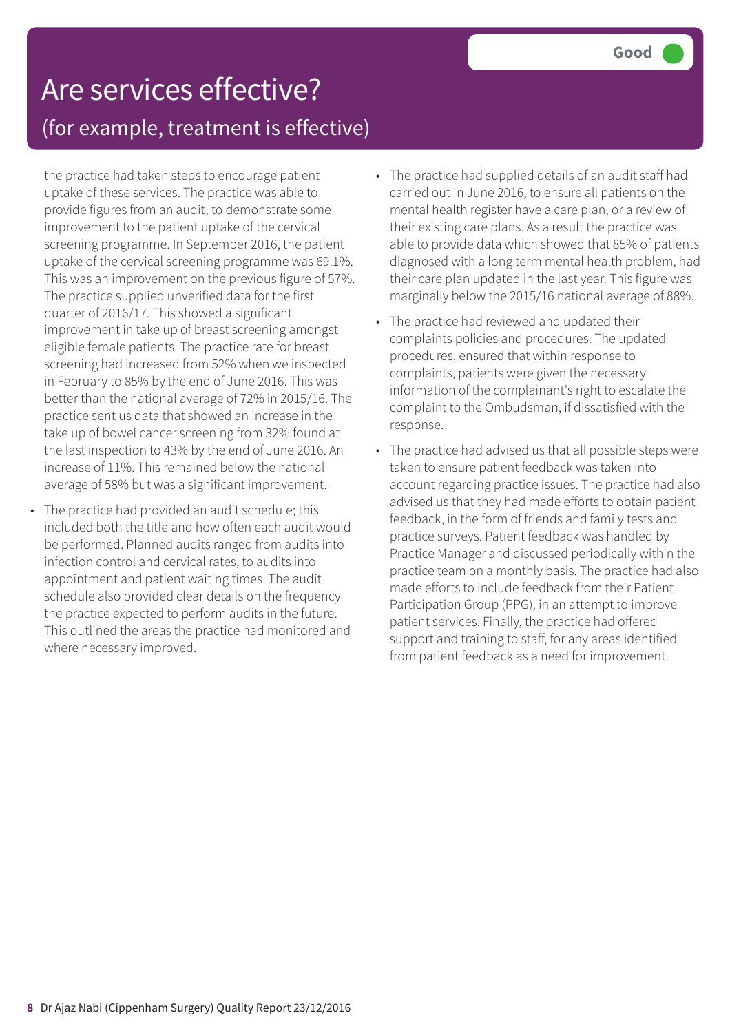# Are services effective?

## (for example, treatment is effective)

**Good**

the practice had taken steps to encourage patient uptake of these services. The practice was able to provide figures from an audit, to demonstrate some improvement to the patient uptake of the cervical screening programme. In September 2016, the patient uptake of the cervical screening programme was 69.1%. This was an improvement on the previous figure of 57%. The practice supplied unverified data for the first quarter of 2016/17. This showed a significant improvement in take up of breast screening amongst eligible female patients. The practice rate for breast screening had increased from 52% when we inspected in February to 85% by the end of June 2016. This was better than the national average of 72% in 2015/16. The practice sent us data that showed an increase in the take up of bowel cancer screening from 32% found at the last inspection to 43% by the end of June 2016. An increase of 11%. This remained below the national average of 58% but was a significant improvement.

- The practice had provided an audit schedule; this included both the title and how often each audit would be performed. Planned audits ranged from audits into infection control and cervical rates, to audits into appointment and patient waiting times. The audit schedule also provided clear details on the frequency the practice expected to perform audits in the future. This outlined the areas the practice had monitored and where necessary improved.
- The practice had supplied details of an audit staff had carried out in June 2016, to ensure all patients on the mental health register have a care plan, or a review of their existing care plans. As a result the practice was able to provide data which showed that 85% of patients diagnosed with a long term mental health problem, had their care plan updated in the last year. This figure was marginally below the 2015/16 national average of 88%.
- The practice had reviewed and updated their complaints policies and procedures. The updated procedures, ensured that within response to complaints, patients were given the necessary information of the complainant's right to escalate the complaint to the Ombudsman, if dissatisfied with the response.
- The practice had advised us that all possible steps were taken to ensure patient feedback was taken into account regarding practice issues. The practice had also advised us that they had made efforts to obtain patient feedback, in the form of friends and family tests and practice surveys. Patient feedback was handled by Practice Manager and discussed periodically within the practice team on a monthly basis. The practice had also made efforts to include feedback from their Patient Participation Group (PPG), in an attempt to improve patient services. Finally, the practice had offered support and training to staff, for any areas identified from patient feedback as a need for improvement.